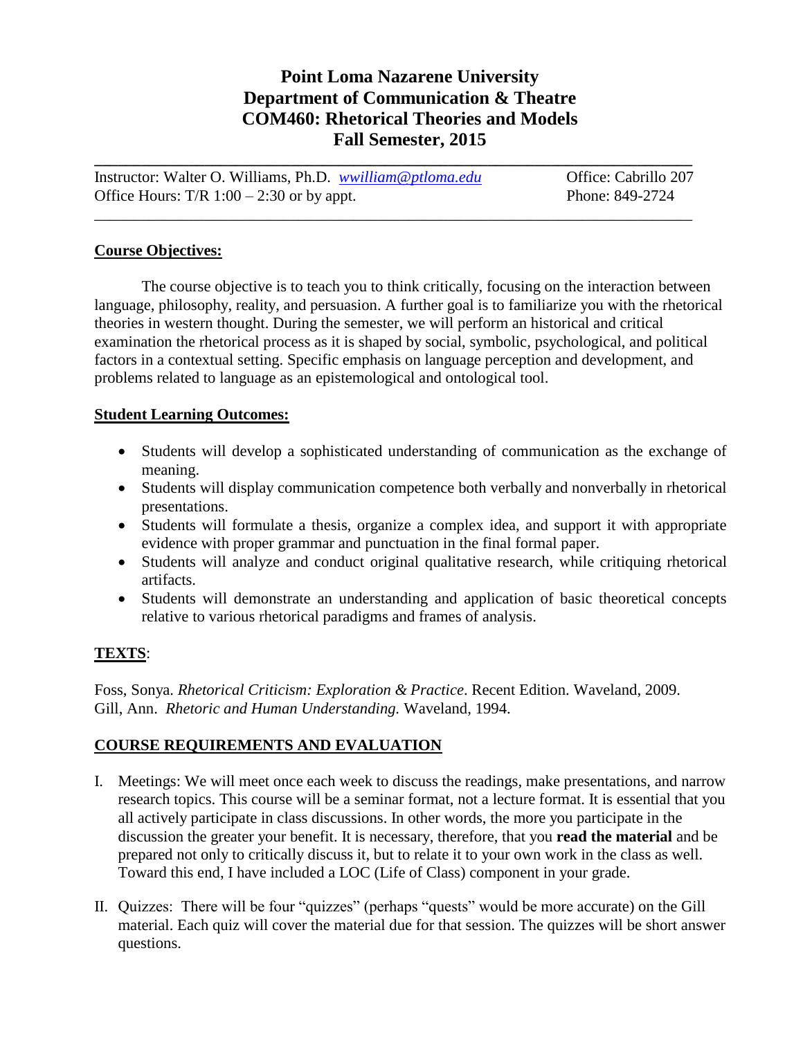# Point Loma Nazarene University
# Department of Communication & Theatre
# COM460: Rhetorical Theories and Models
# Fall Semester, 2015

---

Instructor: Walter O. Williams, Ph.D. *wwilliam@ptloma.edu* Office: Cabrillo 207
Office Hours: T/R 1:00 – 2:30 or by appt. Phone: 849-2724

---

## Course Objectives:

The course objective is to teach you to think critically, focusing on the interaction between language, philosophy, reality, and persuasion. A further goal is to familiarize you with the rhetorical theories in western thought. During the semester, we will perform an historical and critical examination the rhetorical process as it is shaped by social, symbolic, psychological, and political factors in a contextual setting. Specific emphasis on language perception and development, and problems related to language as an epistemological and ontological tool.

## Student Learning Outcomes:

- Students will develop a sophisticated understanding of communication as the exchange of meaning.
- Students will display communication competence both verbally and nonverbally in rhetorical presentations.
- Students will formulate a thesis, organize a complex idea, and support it with appropriate evidence with proper grammar and punctuation in the final formal paper.
- Students will analyze and conduct original qualitative research, while critiquing rhetorical artifacts.
- Students will demonstrate an understanding and application of basic theoretical concepts relative to various rhetorical paradigms and frames of analysis.

## TEXTS:

Foss, Sonya. *Rhetorical Criticism: Exploration & Practice*. Recent Edition. Waveland, 2009.
Gill, Ann. *Rhetoric and Human Understanding.* Waveland, 1994.

## COURSE REQUIREMENTS AND EVALUATION

I. Meetings: We will meet once each week to discuss the readings, make presentations, and narrow research topics. This course will be a seminar format, not a lecture format. It is essential that you all actively participate in class discussions. In other words, the more you participate in the discussion the greater your benefit. It is necessary, therefore, that you **read the material** and be prepared not only to critically discuss it, but to relate it to your own work in the class as well. Toward this end, I have included a LOC (Life of Class) component in your grade.

II. Quizzes: There will be four "quizzes" (perhaps "quests" would be more accurate) on the Gill material. Each quiz will cover the material due for that session. The quizzes will be short answer questions.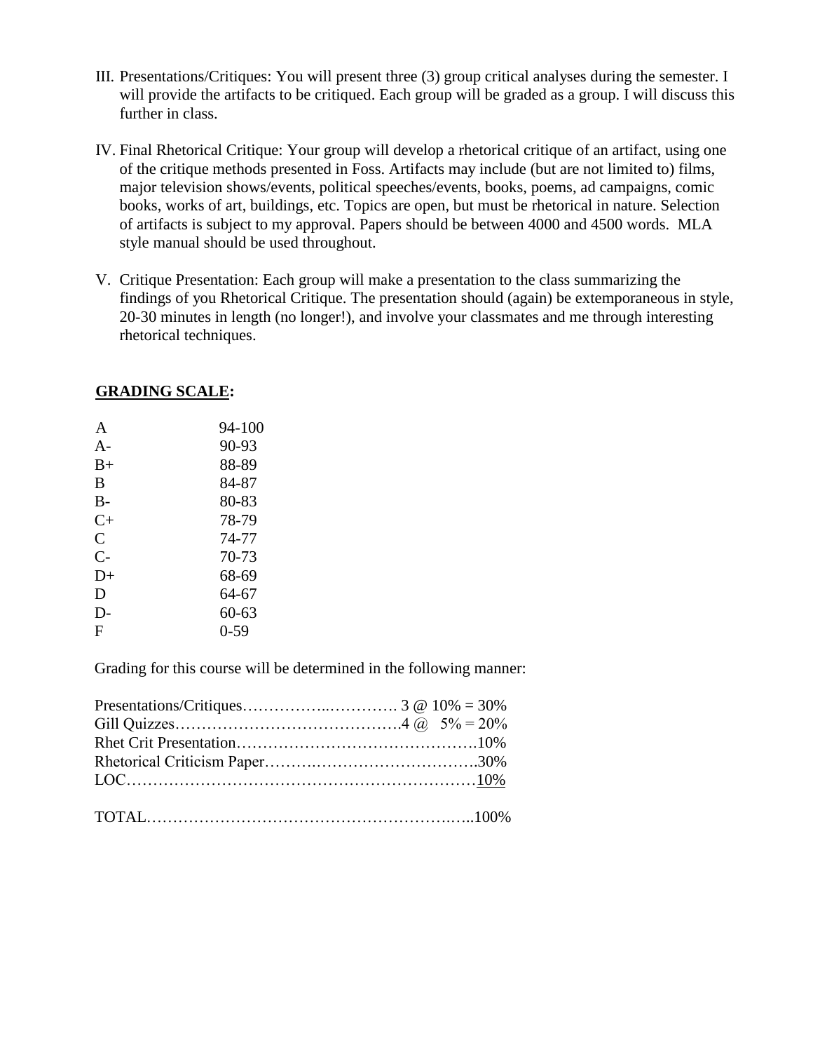III. Presentations/Critiques: You will present three (3) group critical analyses during the semester. I will provide the artifacts to be critiqued. Each group will be graded as a group. I will discuss this further in class.

IV. Final Rhetorical Critique: Your group will develop a rhetorical critique of an artifact, using one of the critique methods presented in Foss. Artifacts may include (but are not limited to) films, major television shows/events, political speeches/events, books, poems, ad campaigns, comic books, works of art, buildings, etc. Topics are open, but must be rhetorical in nature. Selection of artifacts is subject to my approval. Papers should be between 4000 and 4500 words. MLA style manual should be used throughout.

V. Critique Presentation: Each group will make a presentation to the class summarizing the findings of you Rhetorical Critique. The presentation should (again) be extemporaneous in style, 20-30 minutes in length (no longer!), and involve your classmates and me through interesting rhetorical techniques.

**GRADING SCALE:**

| Grade | Range |
|---|---|
| A | 94-100 |
| A- | 90-93 |
| B+ | 88-89 |
| B | 84-87 |
| B- | 80-83 |
| C+ | 78-79 |
| C | 74-77 |
| C- | 70-73 |
| D+ | 68-69 |
| D | 64-67 |
| D- | 60-63 |
| F | 0-59 |

Grading for this course will be determined in the following manner:

Presentations/Critiques……………..…………. 3 @ 10% = 30%
Gill Quizzes…………………………………….4 @ 5% = 20%
Rhet Crit Presentation……………….……………………….10%
Rhetorical Criticism Paper……….…………………………….30%
LOC………………………………………………………………10%

TOTAL…………………………………………………….…..100%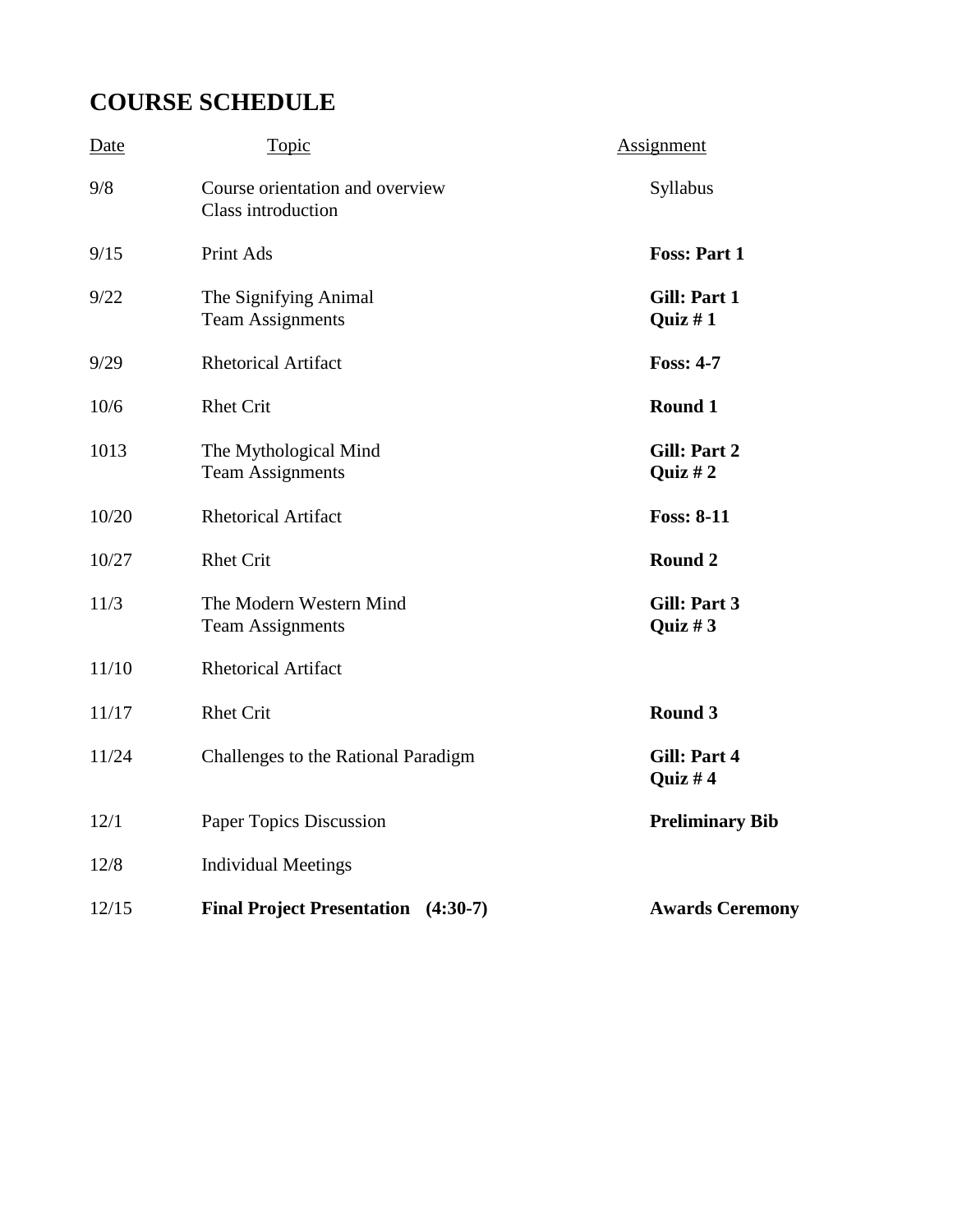## COURSE SCHEDULE

| Date | Topic | Assignment |
|---|---|---|
| 9/8 | Course orientation and overview<br>Class introduction | Syllabus |
| 9/15 | Print Ads | **Foss: Part 1** |
| 9/22 | The Signifying Animal<br>Team Assignments | **Gill: Part 1**<br>**Quiz # 1** |
| 9/29 | Rhetorical Artifact | **Foss: 4-7** |
| 10/6 | Rhet Crit | **Round 1** |
| 1013 | The Mythological Mind<br>Team Assignments | **Gill: Part 2**<br>**Quiz # 2** |
| 10/20 | Rhetorical Artifact | **Foss: 8-11** |
| 10/27 | Rhet Crit | **Round 2** |
| 11/3 | The Modern Western Mind<br>Team Assignments | **Gill: Part 3**<br>**Quiz # 3** |
| 11/10 | Rhetorical Artifact | |
| 11/17 | Rhet Crit | **Round 3** |
| 11/24 | Challenges to the Rational Paradigm | **Gill: Part 4**<br>**Quiz # 4** |
| 12/1 | Paper Topics Discussion | **Preliminary Bib** |
| 12/8 | Individual Meetings | |
| 12/15 | **Final Project Presentation (4:30-7)** | **Awards Ceremony** |